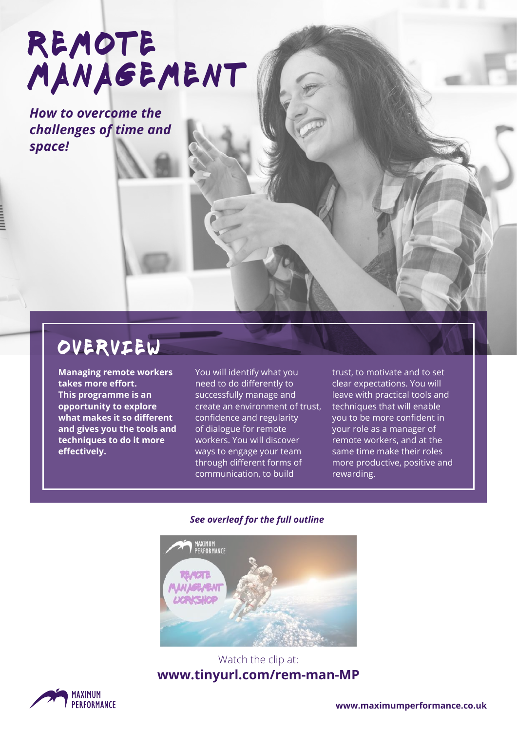# REMOTE MANAGEMENT

***How to overcome the challenges of time and space!***

## OVERVIEW

**Managing remote workers takes more effort. This programme is an opportunity to explore what makes it so different and gives you the tools and techniques to do it more effectively.**

You will identify what you need to do differently to successfully manage and create an environment of trust, confidence and regularity of dialogue for remote workers. You will discover ways to engage your team through different forms of communication, to build trust, to motivate and to set clear expectations. You will leave with practical tools and techniques that will enable you to be more confident in your role as a manager of remote workers, and at the same time make their roles more productive, positive and rewarding.

***See overleaf for the full outline***

Watch the clip at:
**www.tinyurl.com/rem-man-MP**

MAXIMUM PERFORMANCE

**www.maximumperformance.co.uk**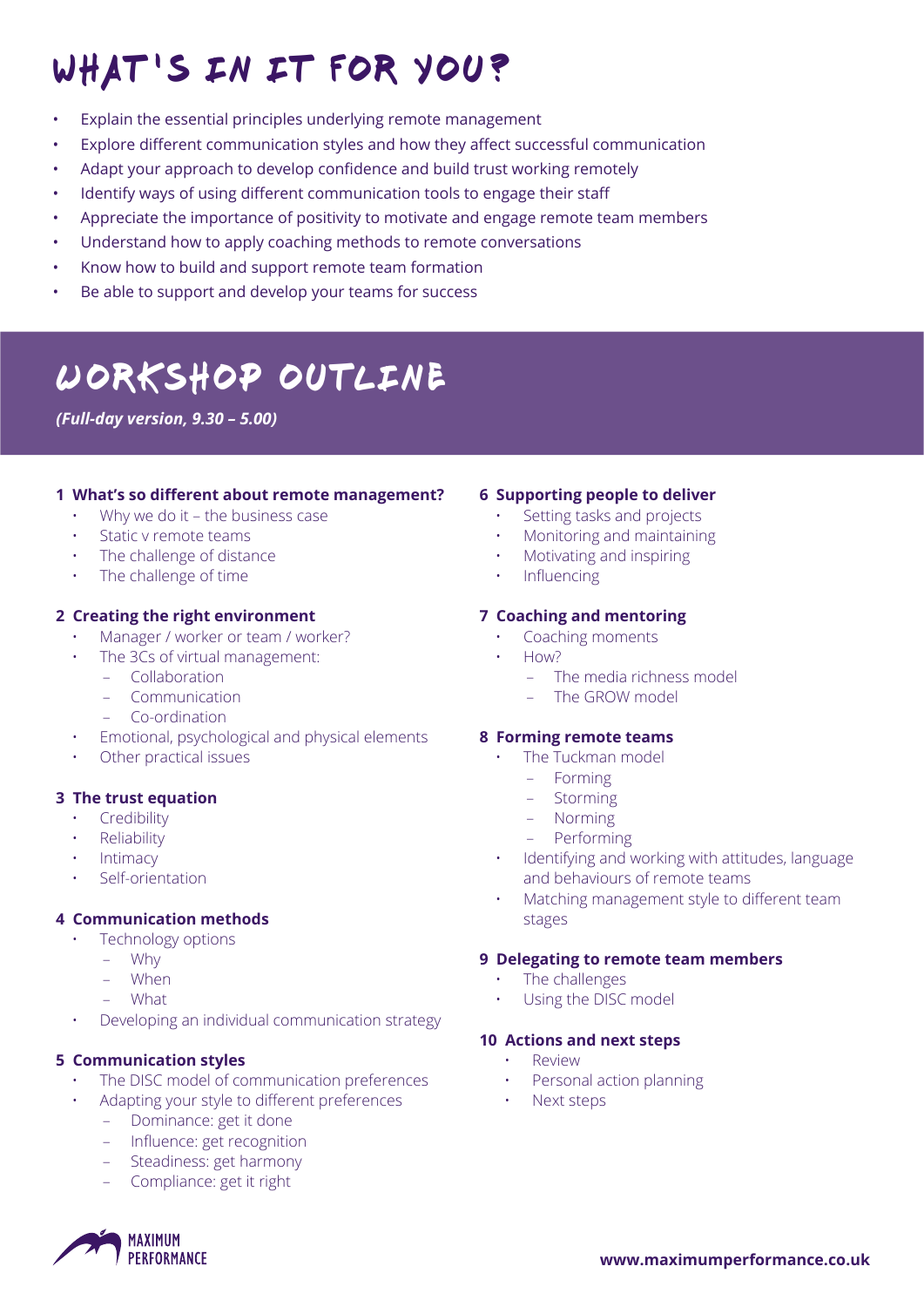# WHAT'S IN IT FOR YOU?

- Explain the essential principles underlying remote management
- Explore different communication styles and how they affect successful communication
- Adapt your approach to develop confidence and build trust working remotely
- Identify ways of using different communication tools to engage their staff
- Appreciate the importance of positivity to motivate and engage remote team members
- Understand how to apply coaching methods to remote conversations
- Know how to build and support remote team formation
- Be able to support and develop your teams for success

# WORKSHOP OUTLINE

***(Full-day version, 9.30 – 5.00)***

### 1 What's so different about remote management?

- Why we do it – the business case
- Static v remote teams
- The challenge of distance
- The challenge of time

### 2 Creating the right environment

- Manager / worker or team / worker?
- The 3Cs of virtual management:
  - Collaboration
  - Communication
  - Co-ordination
- Emotional, psychological and physical elements
- Other practical issues

### 3 The trust equation

- Credibility
- Reliability
- Intimacy
- Self-orientation

### 4 Communication methods

- Technology options
  - Why
  - When
  - What
- Developing an individual communication strategy

### 5 Communication styles

- The DISC model of communication preferences
- Adapting your style to different preferences
  - Dominance: get it done
  - Influence: get recognition
  - Steadiness: get harmony
  - Compliance: get it right

### 6 Supporting people to deliver

- Setting tasks and projects
- Monitoring and maintaining
- Motivating and inspiring
- Influencing

### 7 Coaching and mentoring

- Coaching moments
- How?
  - The media richness model
  - The GROW model

### 8 Forming remote teams

- The Tuckman model
  - Forming
  - Storming
  - Norming
  - Performing
- Identifying and working with attitudes, language and behaviours of remote teams
- Matching management style to different team stages

### 9 Delegating to remote team members

- The challenges
- Using the DISC model

### 10 Actions and next steps

- Review
- Personal action planning
- Next steps

MAXIMUM PERFORMANCE

**www.maximumperformance.co.uk**